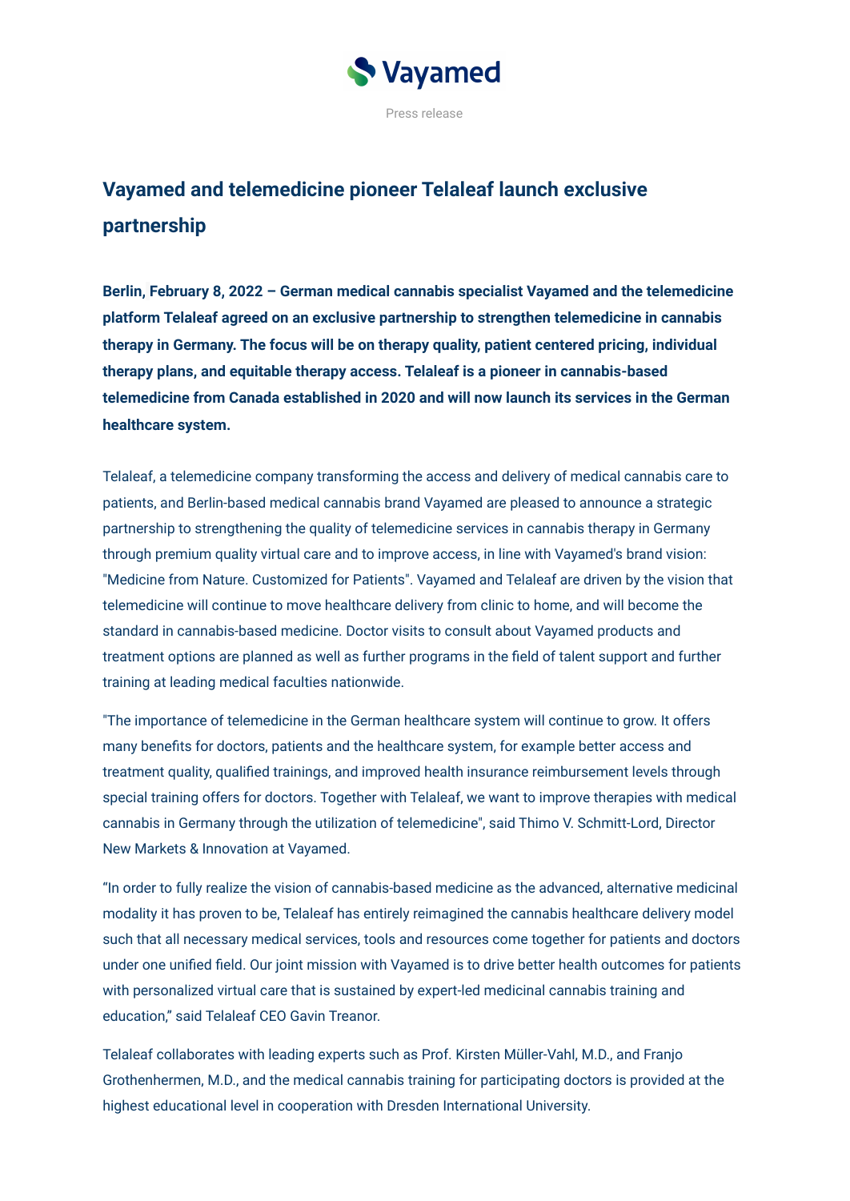Vayamed

Press release

# Vayamed and telemedicine pioneer Telaleaf launch exclusive partnership

**Berlin, February 8, 2022 – German medical cannabis specialist Vayamed and the telemedicine platform Telaleaf agreed on an exclusive partnership to strengthen telemedicine in cannabis therapy in Germany. The focus will be on therapy quality, patient centered pricing, individual therapy plans, and equitable therapy access. Telaleaf is a pioneer in cannabis-based telemedicine from Canada established in 2020 and will now launch its services in the German healthcare system.**

Telaleaf, a telemedicine company transforming the access and delivery of medical cannabis care to patients, and Berlin-based medical cannabis brand Vayamed are pleased to announce a strategic partnership to strengthening the quality of telemedicine services in cannabis therapy in Germany through premium quality virtual care and to improve access, in line with Vayamed's brand vision: "Medicine from Nature. Customized for Patients". Vayamed and Telaleaf are driven by the vision that telemedicine will continue to move healthcare delivery from clinic to home, and will become the standard in cannabis-based medicine. Doctor visits to consult about Vayamed products and treatment options are planned as well as further programs in the field of talent support and further training at leading medical faculties nationwide.

"The importance of telemedicine in the German healthcare system will continue to grow. It offers many benefits for doctors, patients and the healthcare system, for example better access and treatment quality, qualified trainings, and improved health insurance reimbursement levels through special training offers for doctors. Together with Telaleaf, we want to improve therapies with medical cannabis in Germany through the utilization of telemedicine", said Thimo V. Schmitt-Lord, Director New Markets & Innovation at Vayamed.

"In order to fully realize the vision of cannabis-based medicine as the advanced, alternative medicinal modality it has proven to be, Telaleaf has entirely reimagined the cannabis healthcare delivery model such that all necessary medical services, tools and resources come together for patients and doctors under one unified field. Our joint mission with Vayamed is to drive better health outcomes for patients with personalized virtual care that is sustained by expert-led medicinal cannabis training and education," said Telaleaf CEO Gavin Treanor.

Telaleaf collaborates with leading experts such as Prof. Kirsten Müller-Vahl, M.D., and Franjo Grothenhermen, M.D., and the medical cannabis training for participating doctors is provided at the highest educational level in cooperation with Dresden International University.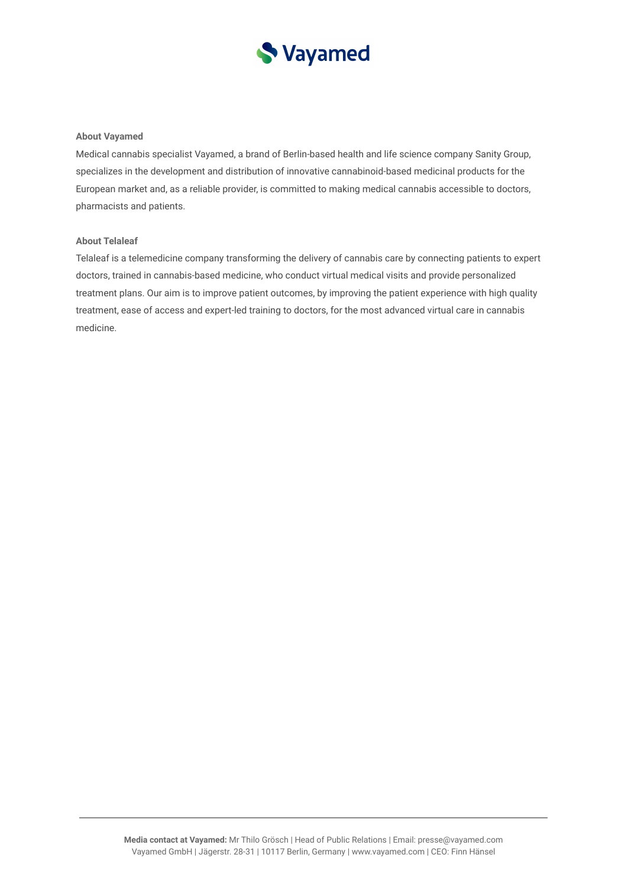**About Vayamed**

Medical cannabis specialist Vayamed, a brand of Berlin-based health and life science company Sanity Group, specializes in the development and distribution of innovative cannabinoid-based medicinal products for the European market and, as a reliable provider, is committed to making medical cannabis accessible to doctors, pharmacists and patients.

**About Telaleaf**

Telaleaf is a telemedicine company transforming the delivery of cannabis care by connecting patients to expert doctors, trained in cannabis-based medicine, who conduct virtual medical visits and provide personalized treatment plans. Our aim is to improve patient outcomes, by improving the patient experience with high quality treatment, ease of access and expert-led training to doctors, for the most advanced virtual care in cannabis medicine.

---

**Media contact at Vayamed:** Mr Thilo Grösch | Head of Public Relations | Email: presse@vayamed.com
Vayamed GmbH | Jägerstr. 28-31 | 10117 Berlin, Germany | www.vayamed.com | CEO: Finn Hänsel